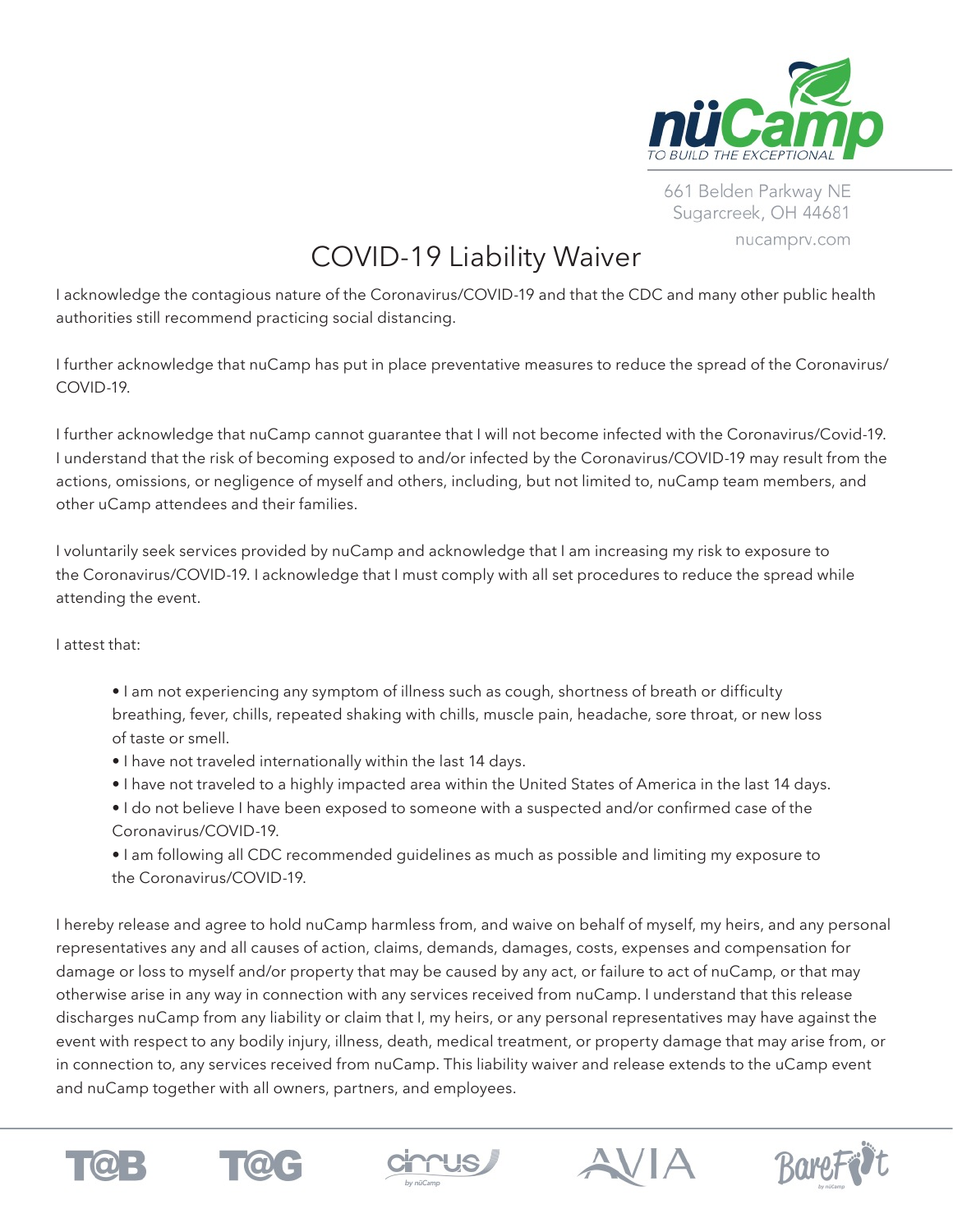nüCamp
TO BUILD THE EXCEPTIONAL

661 Belden Parkway NE
Sugarcreek, OH 44681
nucamprv.com

# COVID-19 Liability Waiver

I acknowledge the contagious nature of the Coronavirus/COVID-19 and that the CDC and many other public health authorities still recommend practicing social distancing.

I further acknowledge that nuCamp has put in place preventative measures to reduce the spread of the Coronavirus/ COVID-19.

I further acknowledge that nuCamp cannot guarantee that I will not become infected with the Coronavirus/Covid-19. I understand that the risk of becoming exposed to and/or infected by the Coronavirus/COVID-19 may result from the actions, omissions, or negligence of myself and others, including, but not limited to, nuCamp team members, and other uCamp attendees and their families.

I voluntarily seek services provided by nuCamp and acknowledge that I am increasing my risk to exposure to the Coronavirus/COVID-19. I acknowledge that I must comply with all set procedures to reduce the spread while attending the event.

I attest that:

- I am not experiencing any symptom of illness such as cough, shortness of breath or difficulty breathing, fever, chills, repeated shaking with chills, muscle pain, headache, sore throat, or new loss of taste or smell.
- I have not traveled internationally within the last 14 days.
- I have not traveled to a highly impacted area within the United States of America in the last 14 days.
- I do not believe I have been exposed to someone with a suspected and/or confirmed case of the Coronavirus/COVID-19.
- I am following all CDC recommended guidelines as much as possible and limiting my exposure to the Coronavirus/COVID-19.

I hereby release and agree to hold nuCamp harmless from, and waive on behalf of myself, my heirs, and any personal representatives any and all causes of action, claims, demands, damages, costs, expenses and compensation for damage or loss to myself and/or property that may be caused by any act, or failure to act of nuCamp, or that may otherwise arise in any way in connection with any services received from nuCamp. I understand that this release discharges nuCamp from any liability or claim that I, my heirs, or any personal representatives may have against the event with respect to any bodily injury, illness, death, medical treatment, or property damage that may arise from, or in connection to, any services received from nuCamp. This liability waiver and release extends to the uCamp event and nuCamp together with all owners, partners, and employees.

T@B T@G cirrus AVIA BareFoot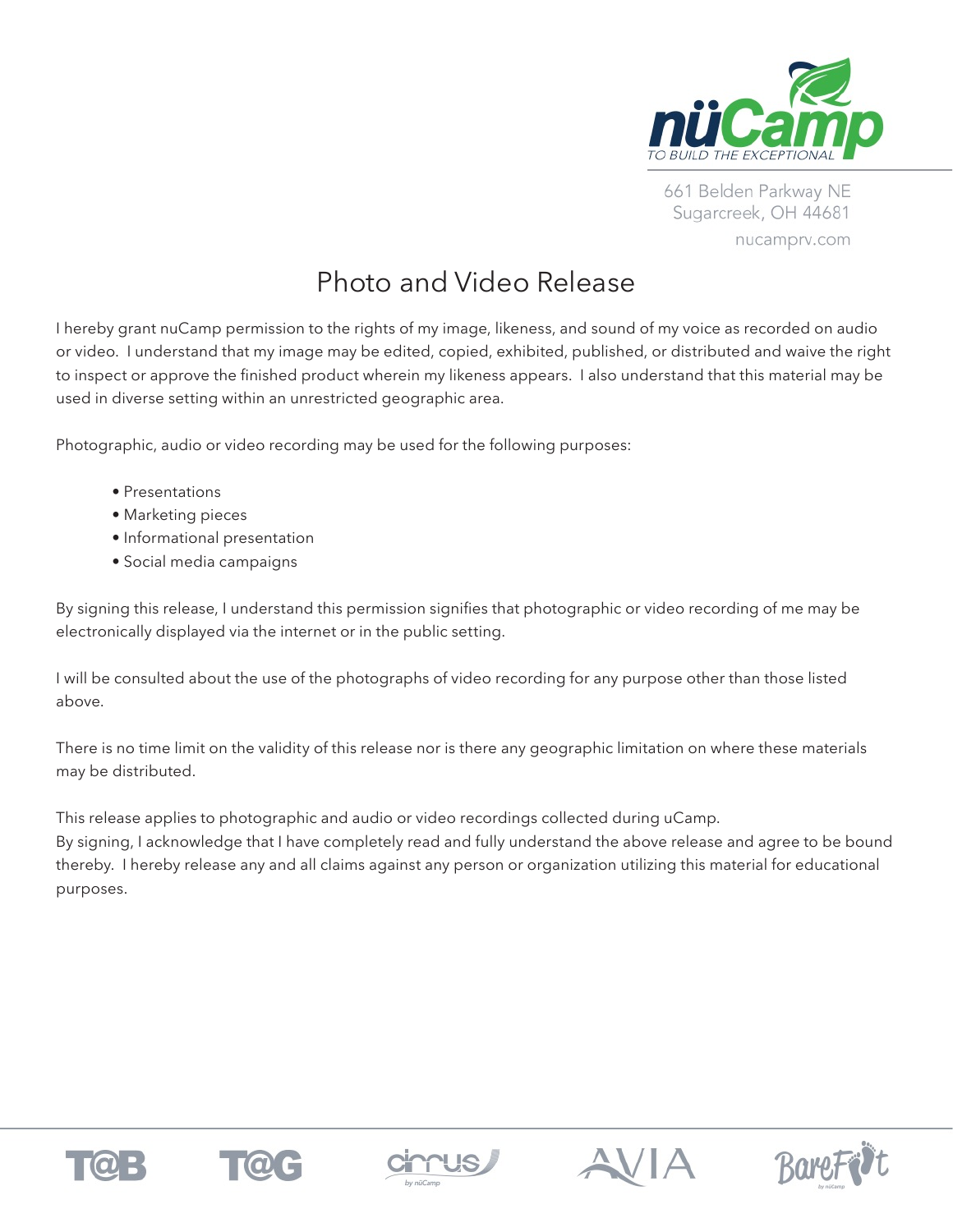nüCamp
TO BUILD THE EXCEPTIONAL

661 Belden Parkway NE
Sugarcreek, OH 44681
nucamprv.com

# Photo and Video Release

I hereby grant nuCamp permission to the rights of my image, likeness, and sound of my voice as recorded on audio or video. I understand that my image may be edited, copied, exhibited, published, or distributed and waive the right to inspect or approve the finished product wherein my likeness appears. I also understand that this material may be used in diverse setting within an unrestricted geographic area.

Photographic, audio or video recording may be used for the following purposes:

- Presentations
- Marketing pieces
- Informational presentation
- Social media campaigns

By signing this release, I understand this permission signifies that photographic or video recording of me may be electronically displayed via the internet or in the public setting.

I will be consulted about the use of the photographs of video recording for any purpose other than those listed above.

There is no time limit on the validity of this release nor is there any geographic limitation on where these materials may be distributed.

This release applies to photographic and audio or video recordings collected during uCamp.
By signing, I acknowledge that I have completely read and fully understand the above release and agree to be bound thereby. I hereby release any and all claims against any person or organization utilizing this material for educational purposes.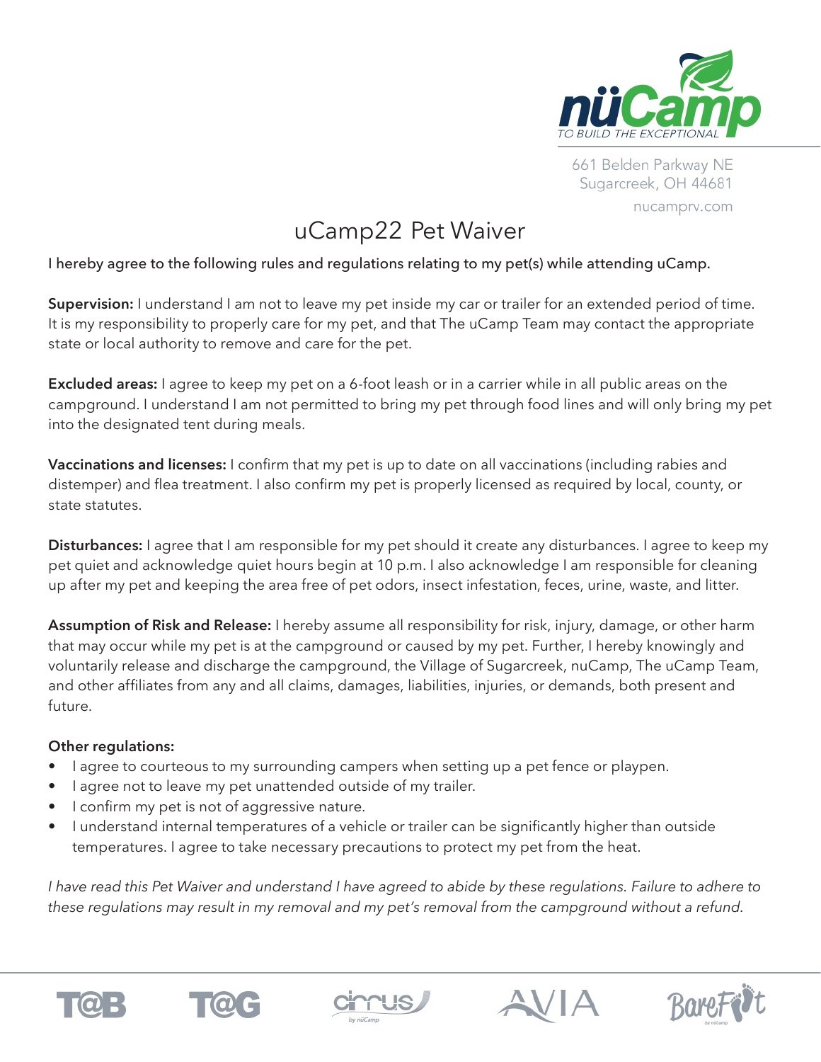661 Belden Parkway NE
Sugarcreek, OH 44681
nucamprv.com

# uCamp22 Pet Waiver

I hereby agree to the following rules and regulations relating to my pet(s) while attending uCamp.

**Supervision:** I understand I am not to leave my pet inside my car or trailer for an extended period of time. It is my responsibility to properly care for my pet, and that The uCamp Team may contact the appropriate state or local authority to remove and care for the pet.

**Excluded areas:** I agree to keep my pet on a 6-foot leash or in a carrier while in all public areas on the campground. I understand I am not permitted to bring my pet through food lines and will only bring my pet into the designated tent during meals.

**Vaccinations and licenses:** I confirm that my pet is up to date on all vaccinations (including rabies and distemper) and flea treatment. I also confirm my pet is properly licensed as required by local, county, or state statutes.

**Disturbances:** I agree that I am responsible for my pet should it create any disturbances. I agree to keep my pet quiet and acknowledge quiet hours begin at 10 p.m. I also acknowledge I am responsible for cleaning up after my pet and keeping the area free of pet odors, insect infestation, feces, urine, waste, and litter.

**Assumption of Risk and Release:** I hereby assume all responsibility for risk, injury, damage, or other harm that may occur while my pet is at the campground or caused by my pet. Further, I hereby knowingly and voluntarily release and discharge the campground, the Village of Sugarcreek, nuCamp, The uCamp Team, and other affiliates from any and all claims, damages, liabilities, injuries, or demands, both present and future.

**Other regulations:**

- I agree to courteous to my surrounding campers when setting up a pet fence or playpen.
- I agree not to leave my pet unattended outside of my trailer.
- I confirm my pet is not of aggressive nature.
- I understand internal temperatures of a vehicle or trailer can be significantly higher than outside temperatures. I agree to take necessary precautions to protect my pet from the heat.

*I have read this Pet Waiver and understand I have agreed to abide by these regulations. Failure to adhere to these regulations may result in my removal and my pet's removal from the campground without a refund.*